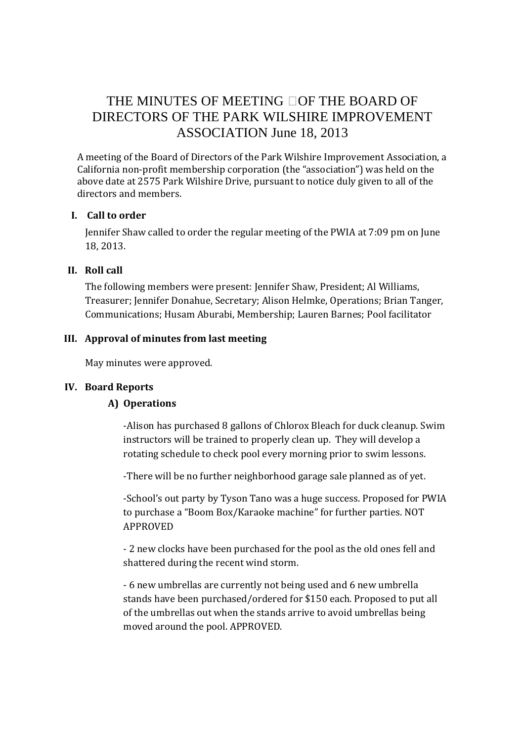# THE MINUTES OF MEETING OF THE BOARD OF DIRECTORS OF THE PARK WILSHIRE IMPROVEMENT ASSOCIATION June 18, 2013

A meeting of the Board of Directors of the Park Wilshire Improvement Association, a California non-profit membership corporation (the "association") was held on the above date at 2575 Park Wilshire Drive, pursuant to notice duly given to all of the directors and members.

## I. Call to order

Jennifer Shaw called to order the regular meeting of the PWIA at 7:09 pm on June 18, 2013.

## II. Roll call

The following members were present: Jennifer Shaw, President; Al Williams, Treasurer; Jennifer Donahue, Secretary; Alison Helmke, Operations; Brian Tanger, Communications; Husam Aburabi, Membership; Lauren Barnes; Pool facilitator

## III. Approval of minutes from last meeting

May minutes were approved.

## IV. Board Reports

### A) Operations

-Alison has purchased 8 gallons of Chlorox Bleach for duck cleanup. Swim instructors will be trained to properly clean up. They will develop a rotating schedule to check pool every morning prior to swim lessons.

-There will be no further neighborhood garage sale planned as of yet.

-School's out party by Tyson Tano was a huge success. Proposed for PWIA to purchase a "Boom Box/Karaoke machine" for further parties. NOT APPROVED

- 2 new clocks have been purchased for the pool as the old ones fell and shattered during the recent wind storm.

- 6 new umbrellas are currently not being used and 6 new umbrella stands have been purchased/ordered for $150 each. Proposed to put all of the umbrellas out when the stands arrive to avoid umbrellas being moved around the pool. APPROVED.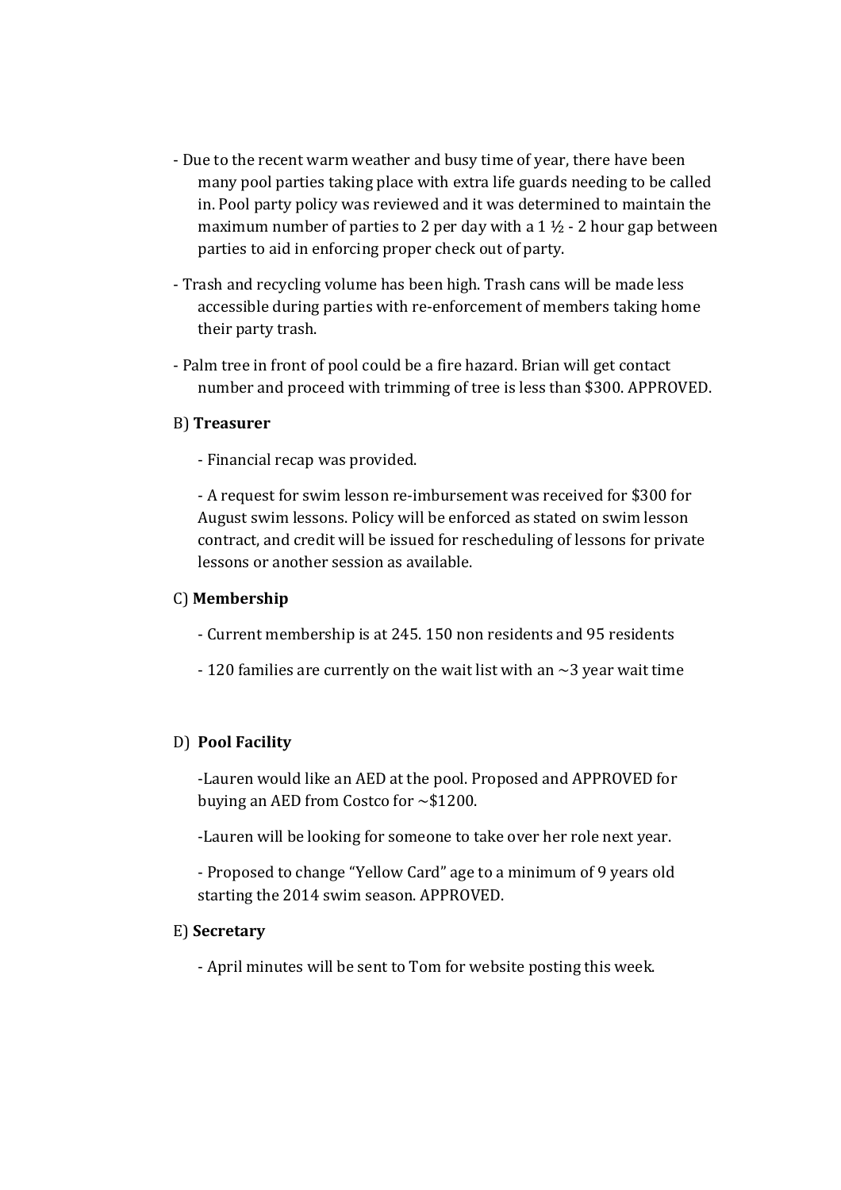- Due to the recent warm weather and busy time of year, there have been many pool parties taking place with extra life guards needing to be called in. Pool party policy was reviewed and it was determined to maintain the maximum number of parties to 2 per day with a 1 ½ - 2 hour gap between parties to aid in enforcing proper check out of party.

- Trash and recycling volume has been high. Trash cans will be made less accessible during parties with re-enforcement of members taking home their party trash.

- Palm tree in front of pool could be a fire hazard. Brian will get contact number and proceed with trimming of tree is less than $300. APPROVED.

B) **Treasurer**

- Financial recap was provided.

- A request for swim lesson re-imbursement was received for $300 for August swim lessons. Policy will be enforced as stated on swim lesson contract, and credit will be issued for rescheduling of lessons for private lessons or another session as available.

C) **Membership**

- Current membership is at 245. 150 non residents and 95 residents

- 120 families are currently on the wait list with an ~3 year wait time

D) **Pool Facility**

-Lauren would like an AED at the pool. Proposed and APPROVED for buying an AED from Costco for ~$1200.

-Lauren will be looking for someone to take over her role next year.

- Proposed to change "Yellow Card" age to a minimum of 9 years old starting the 2014 swim season. APPROVED.

E) **Secretary**

- April minutes will be sent to Tom for website posting this week.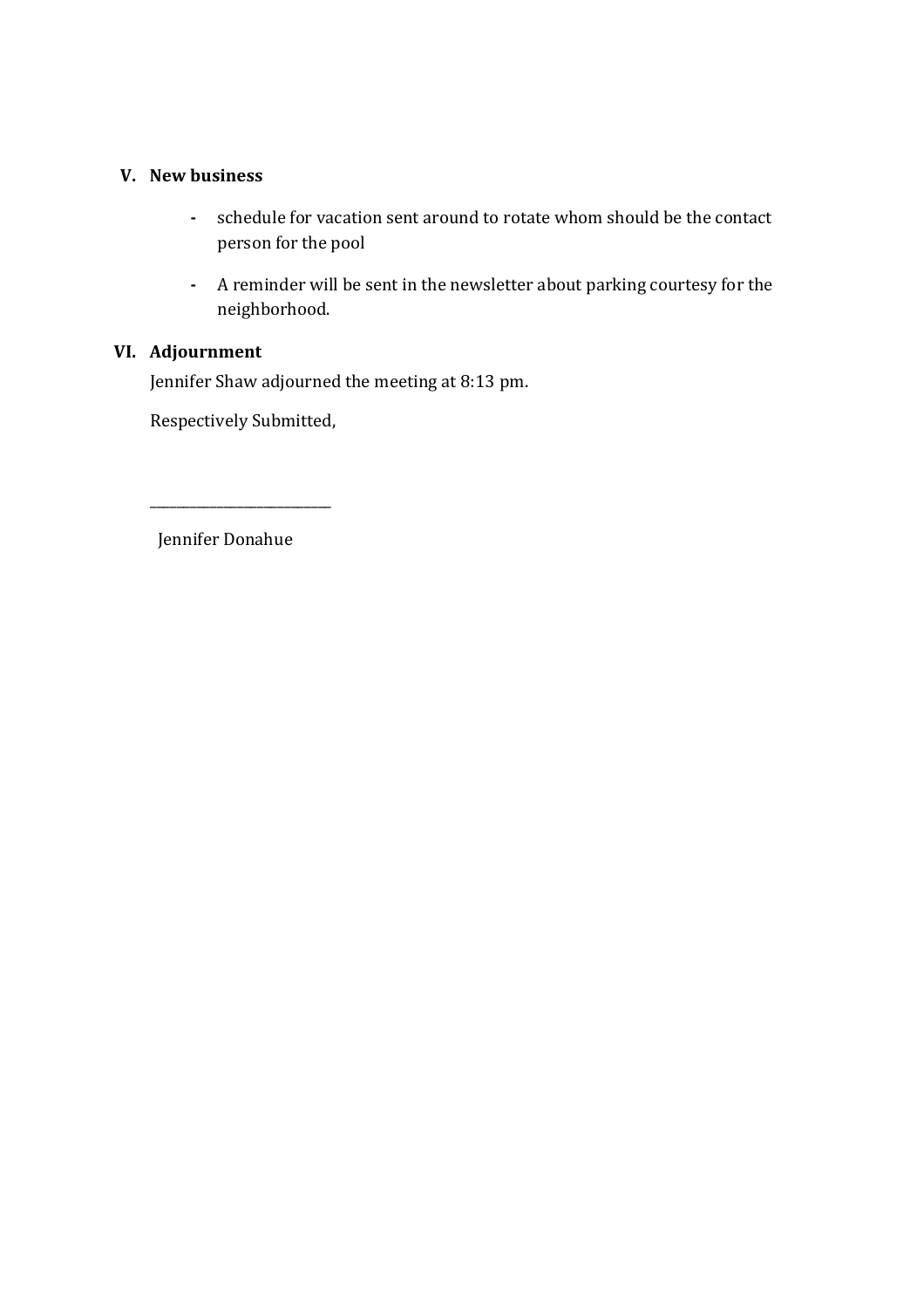## V. New business

- schedule for vacation sent around to rotate whom should be the contact person for the pool
- A reminder will be sent in the newsletter about parking courtesy for the neighborhood.

## VI. Adjournment

Jennifer Shaw adjourned the meeting at 8:13 pm.

Respectively Submitted,

___________________________

Jennifer Donahue